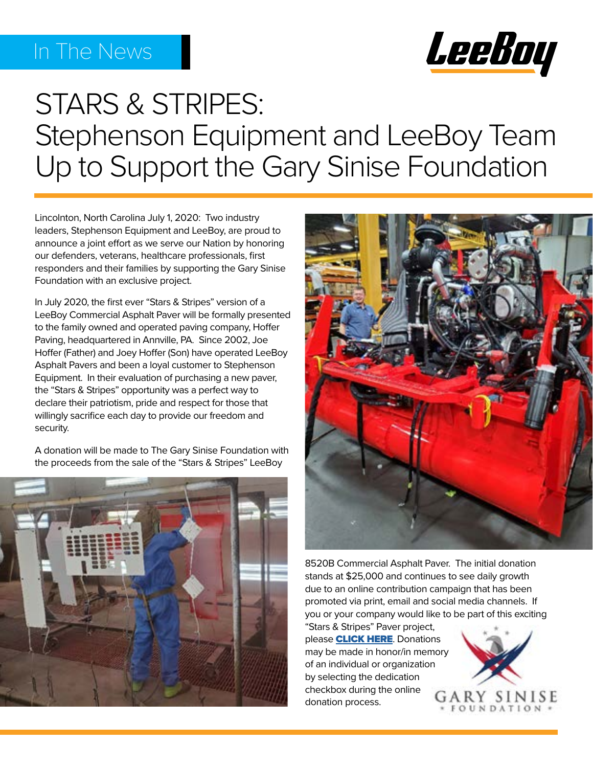In The News

# STARS & STRIPES:
# Stephenson Equipment and LeeBoy Team Up to Support the Gary Sinise Foundation

Lincolnton, North Carolina July 1, 2020: Two industry leaders, Stephenson Equipment and LeeBoy, are proud to announce a joint effort as we serve our Nation by honoring our defenders, veterans, healthcare professionals, first responders and their families by supporting the Gary Sinise Foundation with an exclusive project.

In July 2020, the first ever "Stars & Stripes" version of a LeeBoy Commercial Asphalt Paver will be formally presented to the family owned and operated paving company, Hoffer Paving, headquartered in Annville, PA. Since 2002, Joe Hoffer (Father) and Joey Hoffer (Son) have operated LeeBoy Asphalt Pavers and been a loyal customer to Stephenson Equipment. In their evaluation of purchasing a new paver, the "Stars & Stripes" opportunity was a perfect way to declare their patriotism, pride and respect for those that willingly sacrifice each day to provide our freedom and security.

A donation will be made to The Gary Sinise Foundation with the proceeds from the sale of the "Stars & Stripes" LeeBoy 8520B Commercial Asphalt Paver. The initial donation stands at $25,000 and continues to see daily growth due to an online contribution campaign that has been promoted via print, email and social media channels. If you or your company would like to be part of this exciting "Stars & Stripes" Paver project, please **CLICK HERE**. Donations may be made in honor/in memory of an individual or organization by selecting the dedication checkbox during the online donation process.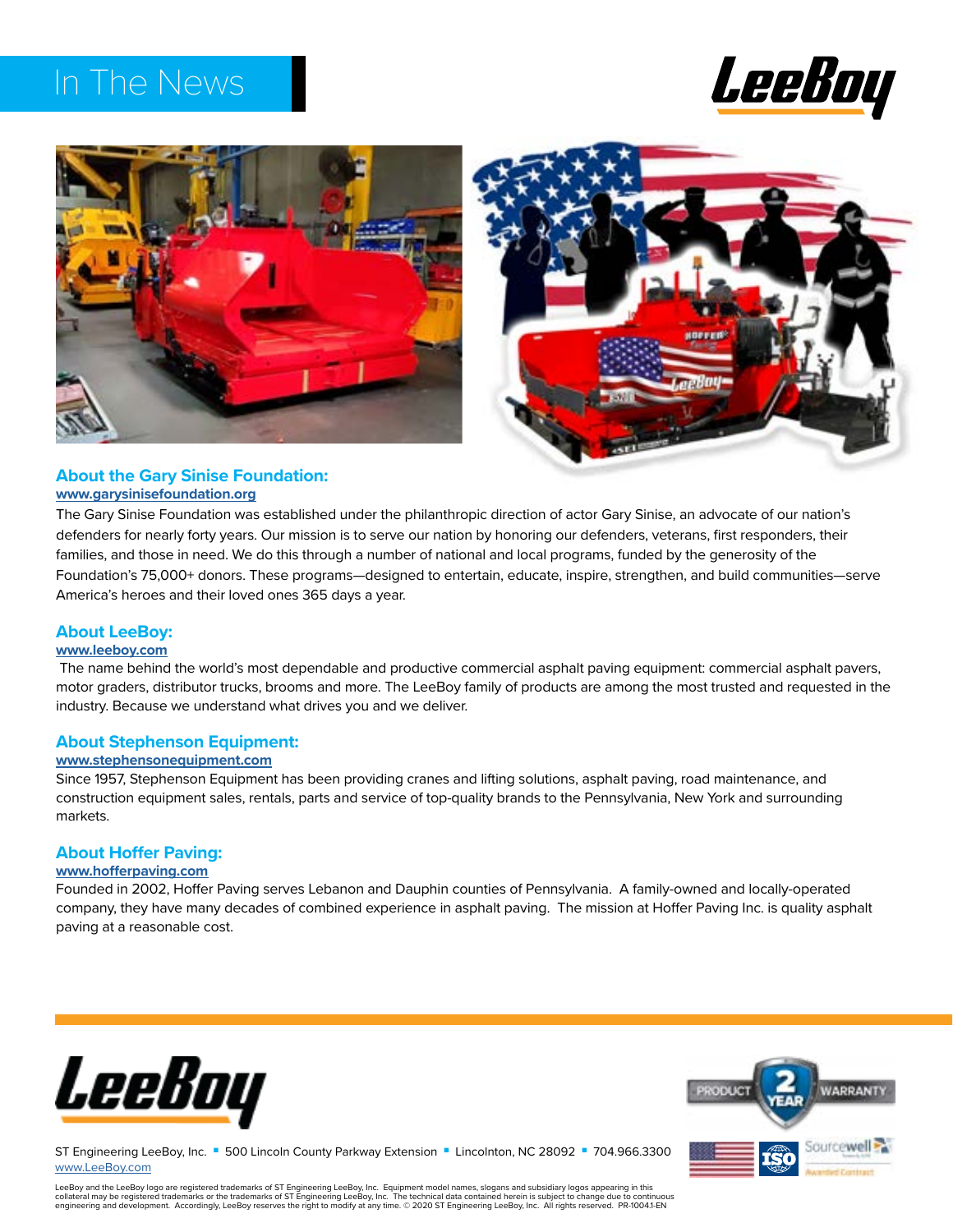# In The News

### About the Gary Sinise Foundation:

www.garysinisefoundation.org

The Gary Sinise Foundation was established under the philanthropic direction of actor Gary Sinise, an advocate of our nation's defenders for nearly forty years. Our mission is to serve our nation by honoring our defenders, veterans, first responders, their families, and those in need. We do this through a number of national and local programs, funded by the generosity of the Foundation's 75,000+ donors. These programs—designed to entertain, educate, inspire, strengthen, and build communities—serve America's heroes and their loved ones 365 days a year.

### About LeeBoy:

www.leeboy.com

The name behind the world's most dependable and productive commercial asphalt paving equipment: commercial asphalt pavers, motor graders, distributor trucks, brooms and more. The LeeBoy family of products are among the most trusted and requested in the industry. Because we understand what drives you and we deliver.

### About Stephenson Equipment:

www.stephensonequipment.com

Since 1957, Stephenson Equipment has been providing cranes and lifting solutions, asphalt paving, road maintenance, and construction equipment sales, rentals, parts and service of top-quality brands to the Pennsylvania, New York and surrounding markets.

### About Hoffer Paving:

www.hofferpaving.com

Founded in 2002, Hoffer Paving serves Lebanon and Dauphin counties of Pennsylvania. A family-owned and locally-operated company, they have many decades of combined experience in asphalt paving. The mission at Hoffer Paving Inc. is quality asphalt paving at a reasonable cost.

ST Engineering LeeBoy, Inc. ▪ 500 Lincoln County Parkway Extension ▪ Lincolnton, NC 28092 ▪ 704.966.3300
www.LeeBoy.com

LeeBoy and the LeeBoy logo are registered trademarks of ST Engineering LeeBoy, Inc. Equipment model names, slogans and subsidiary logos appearing in this collateral may be registered trademarks or the trademarks of ST Engineering LeeBoy, Inc. The technical data contained herein is subject to change due to continuous engineering and development. Accordingly, LeeBoy reserves the right to modify at any time. © 2020 ST Engineering LeeBoy, Inc. All rights reserved. PR-1004.1-EN